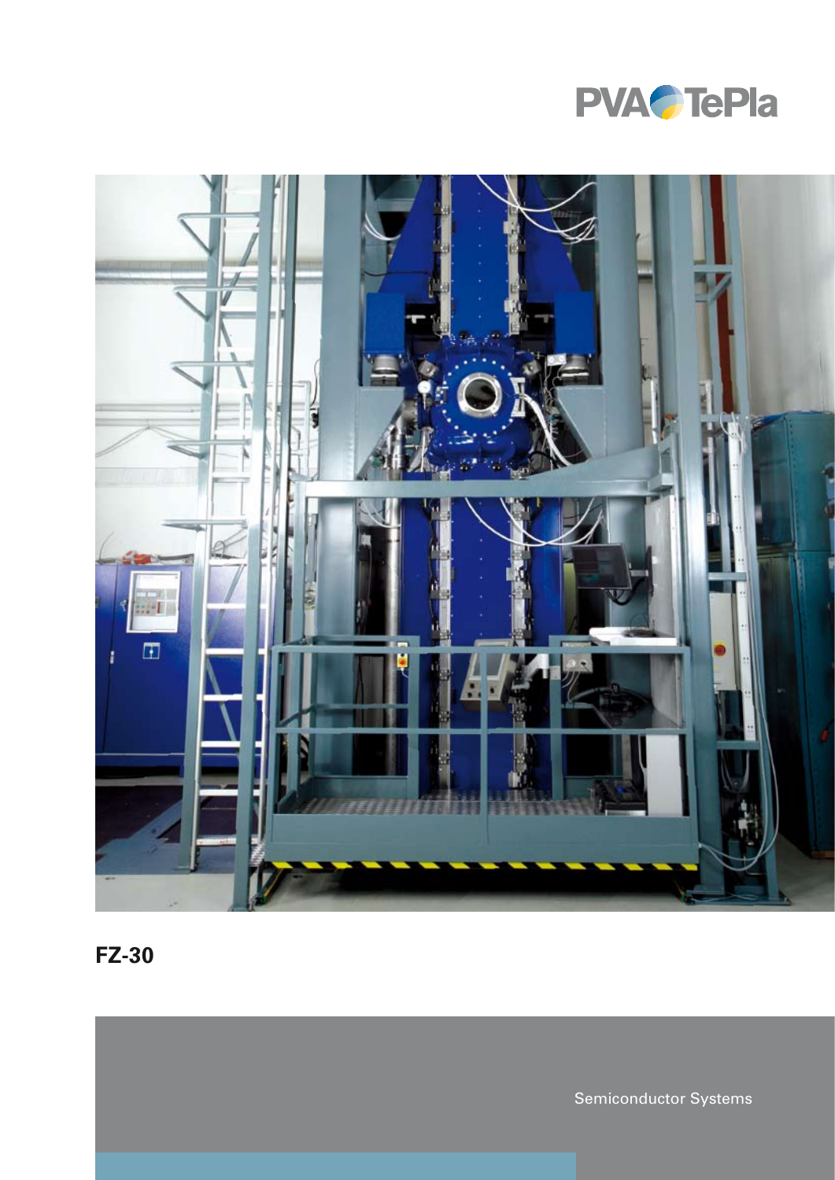PVA TePla

# FZ-30

Semiconductor Systems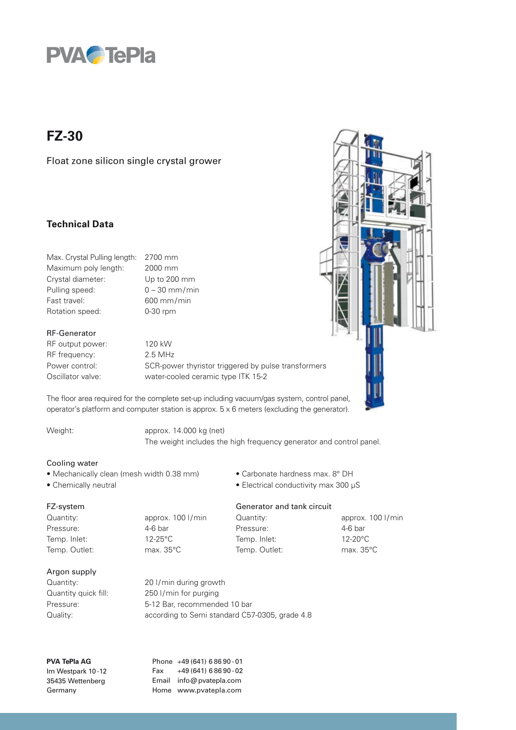PVA TePla

# FZ-30

Float zone silicon single crystal grower

## Technical Data

| | |
|---|---|
| Max. Crystal Pulling length: | 2700 mm |
| Maximum poly length: | 2000 mm |
| Crystal diameter: | Up to 200 mm |
| Pulling speed: | 0 – 30 mm/min |
| Fast travel: | 600 mm/min |
| Rotation speed: | 0-30 rpm |

RF-Generator

| | |
|---|---|
| RF output power: | 120 kW |
| RF frequency: | 2.5 MHz |
| Power control: | SCR-power thyristor triggered by pulse transformers |
| Oscillator valve: | water-cooled ceramic type ITK 15-2 |

The floor area required for the complete set-up including vacuum/gas system, control panel, operator's platform and computer station is approx. 5 x 6 meters (excluding the generator).

Weight: approx. 14.000 kg (net)
The weight includes the high frequency generator and control panel.

Cooling water

- Mechanically clean (mesh width 0.38 mm)
- Chemically neutral
- Carbonate hardness max. 8° DH
- Electrical conductivity max 300 µS

FZ-system

| | |
|---|---|
| Quantity: | approx. 100 l/min |
| Pressure: | 4-6 bar |
| Temp. Inlet: | 12-25°C |
| Temp. Outlet: | max. 35°C |

Generator and tank circuit

| | |
|---|---|
| Quantity: | approx. 100 l/min |
| Pressure: | 4-6 bar |
| Temp. Inlet: | 12-20°C |
| Temp. Outlet: | max. 35°C |

Argon supply

| | |
|---|---|
| Quantity: | 20 l/min during growth |
| Quantity quick fill: | 250 l/min for purging |
| Pressure: | 5-12 Bar, recommended 10 bar |
| Quality: | according to Semi standard C57-0305, grade 4.8 |

**PVA TePla AG**
Im Westpark 10-12
35435 Wettenberg
Germany

Phone +49 (641) 6 86 90 - 01
Fax +49 (641) 6 86 90 - 02
Email info@pvatepla.com
Home www.pvatepla.com